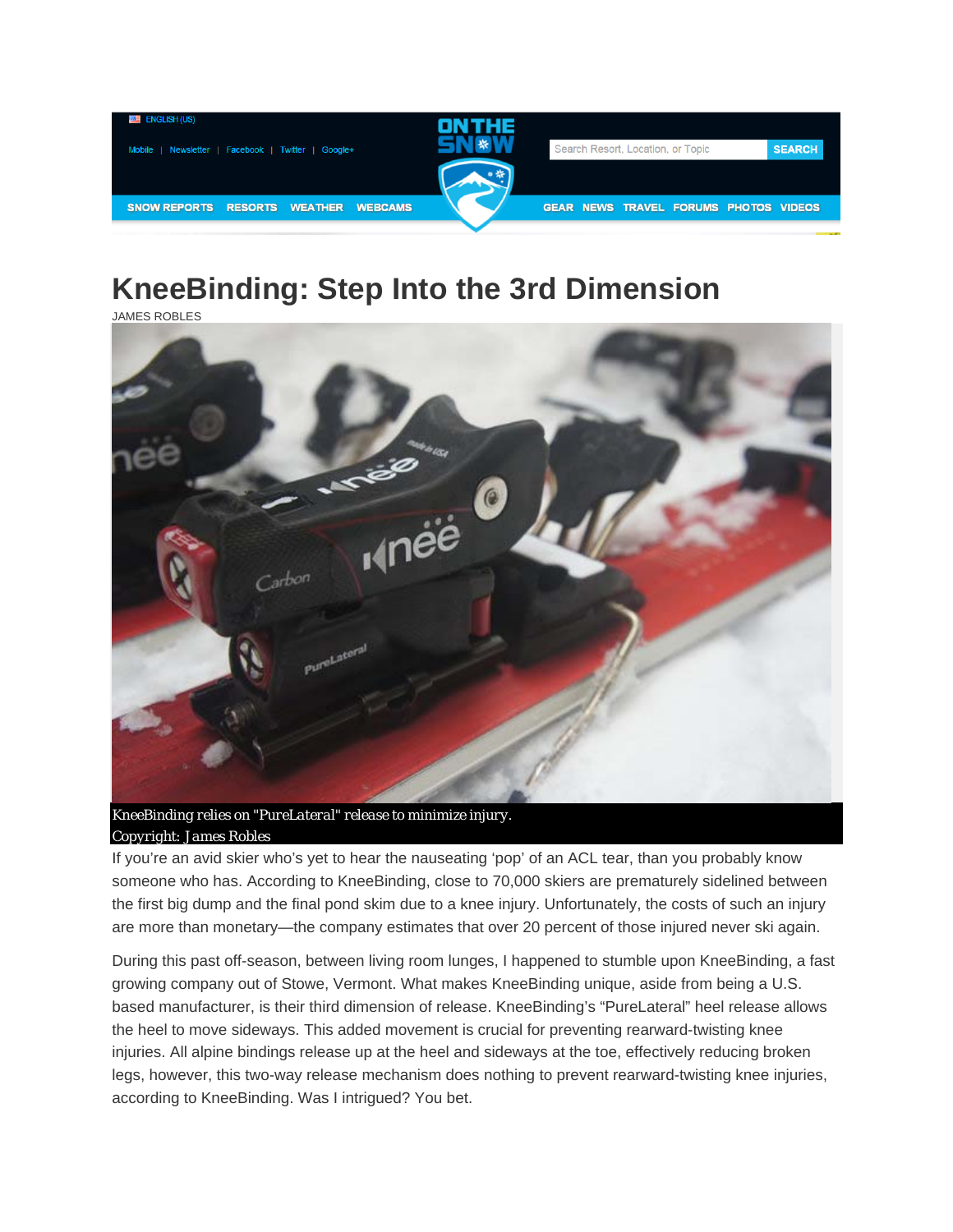# KneeBinding: Step Into the 3rd Dimension

JAMES ROBLES

*KneeBinding relies on "PureLateral" release to minimize injury.*
*Copyright: James Robles*

If you're an avid skier who's yet to hear the nauseating 'pop' of an ACL tear, than you probably know someone who has. According to KneeBinding, close to 70,000 skiers are prematurely sidelined between the first big dump and the final pond skim due to a knee injury. Unfortunately, the costs of such an injury are more than monetary—the company estimates that over 20 percent of those injured never ski again.

During this past off-season, between living room lunges, I happened to stumble upon KneeBinding, a fast growing company out of Stowe, Vermont. What makes KneeBinding unique, aside from being a U.S. based manufacturer, is their third dimension of release. KneeBinding's "PureLateral" heel release allows the heel to move sideways. This added movement is crucial for preventing rearward-twisting knee injuries. All alpine bindings release up at the heel and sideways at the toe, effectively reducing broken legs, however, this two-way release mechanism does nothing to prevent rearward-twisting knee injuries, according to KneeBinding. Was I intrigued? You bet.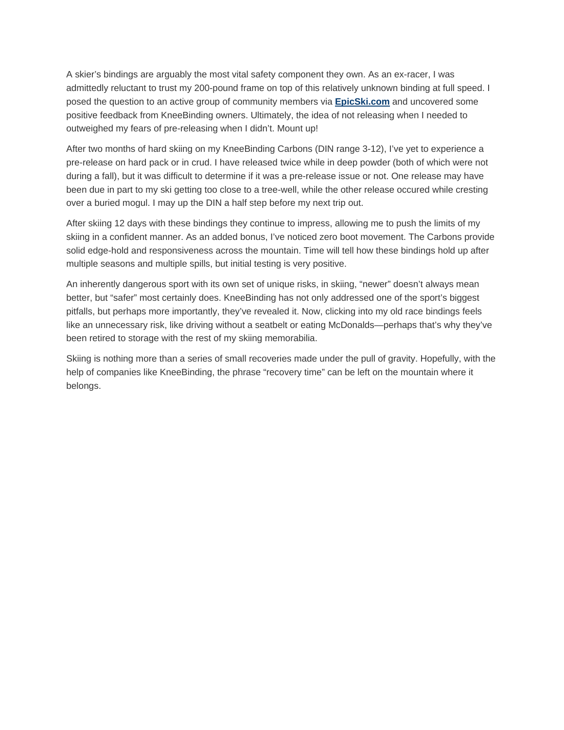A skier's bindings are arguably the most vital safety component they own. As an ex-racer, I was admittedly reluctant to trust my 200-pound frame on top of this relatively unknown binding at full speed. I posed the question to an active group of community members via **EpicSki.com** and uncovered some positive feedback from KneeBinding owners. Ultimately, the idea of not releasing when I needed to outweighed my fears of pre-releasing when I didn't. Mount up!

After two months of hard skiing on my KneeBinding Carbons (DIN range 3-12), I've yet to experience a pre-release on hard pack or in crud. I have released twice while in deep powder (both of which were not during a fall), but it was difficult to determine if it was a pre-release issue or not. One release may have been due in part to my ski getting too close to a tree-well, while the other release occured while cresting over a buried mogul. I may up the DIN a half step before my next trip out.

After skiing 12 days with these bindings they continue to impress, allowing me to push the limits of my skiing in a confident manner. As an added bonus, I've noticed zero boot movement. The Carbons provide solid edge-hold and responsiveness across the mountain. Time will tell how these bindings hold up after multiple seasons and multiple spills, but initial testing is very positive.

An inherently dangerous sport with its own set of unique risks, in skiing, "newer" doesn't always mean better, but "safer" most certainly does. KneeBinding has not only addressed one of the sport's biggest pitfalls, but perhaps more importantly, they've revealed it. Now, clicking into my old race bindings feels like an unnecessary risk, like driving without a seatbelt or eating McDonalds—perhaps that's why they've been retired to storage with the rest of my skiing memorabilia.

Skiing is nothing more than a series of small recoveries made under the pull of gravity. Hopefully, with the help of companies like KneeBinding, the phrase "recovery time" can be left on the mountain where it belongs.